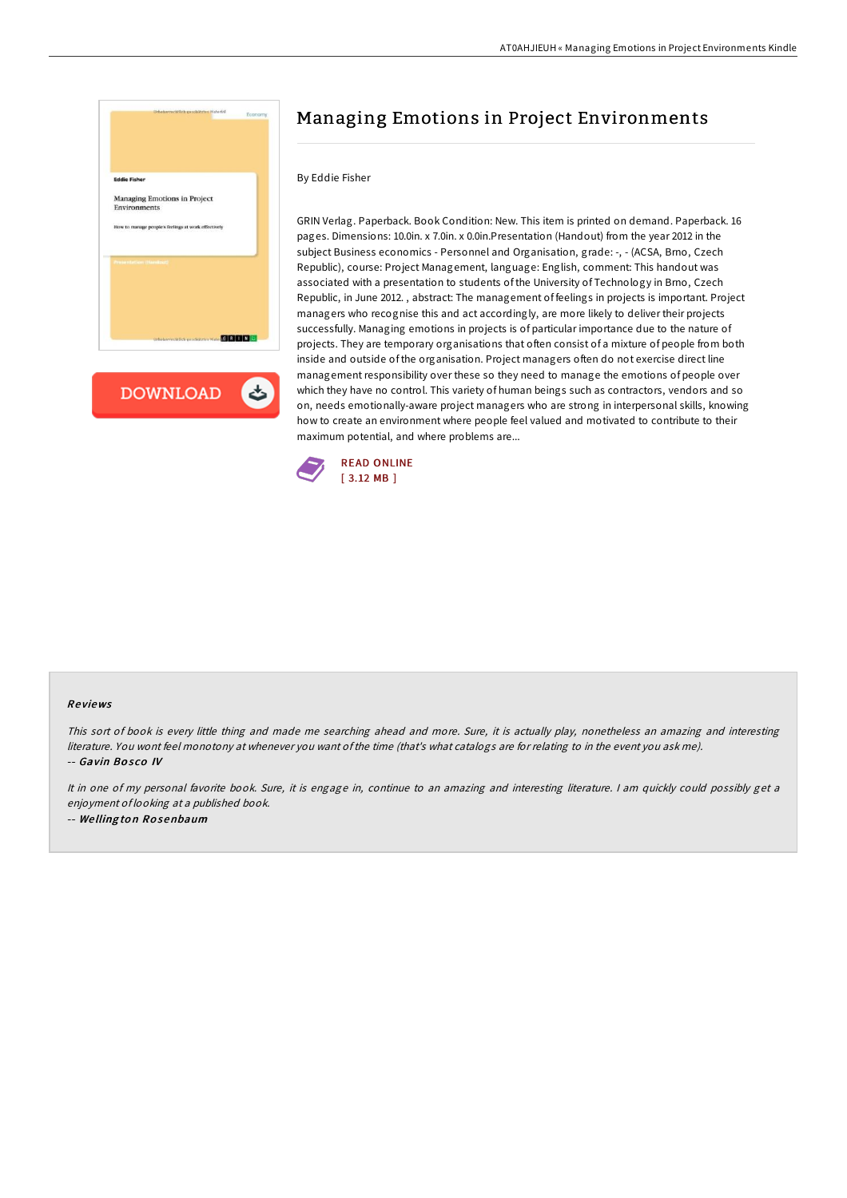# Managing Emotions in Project Environments

By Eddie Fisher

GRIN Verlag. Paperback. Book Condition: New. This item is printed on demand. Paperback. 16 pages. Dimensions: 10.0in. x 7.0in. x 0.0in.Presentation (Handout) from the year 2012 in the subject Business economics - Personnel and Organisation, grade: -, - (ACSA, Brno, Czech Republic), course: Project Management, language: English, comment: This handout was associated with a presentation to students of the University of Technology in Brno, Czech Republic, in June 2012. , abstract: The management of feelings in projects is important. Project managers who recognise this and act accordingly, are more likely to deliver their projects successfully. Managing emotions in projects is of particular importance due to the nature of projects. They are temporary organisations that often consist of a mixture of people from both inside and outside of the organisation. Project managers often do not exercise direct line management responsibility over these so they need to manage the emotions of people over which they have no control. This variety of human beings such as contractors, vendors and so on, needs emotionally-aware project managers who are strong in interpersonal skills, knowing how to create an environment where people feel valued and motivated to contribute to their maximum potential, and where problems are...

READ ONLINE
[ 3.12 MB ]

## Reviews

*This sort of book is every little thing and made me searching ahead and more. Sure, it is actually play, nonetheless an amazing and interesting literature. You wont feel monotony at whenever you want of the time (that's what catalogs are for relating to in the event you ask me).*

-- ***Gavin Bosco IV***

*It in one of my personal favorite book. Sure, it is engage in, continue to an amazing and interesting literature. I am quickly could possibly get a enjoyment of looking at a published book.*

-- ***Wellington Rosenbaum***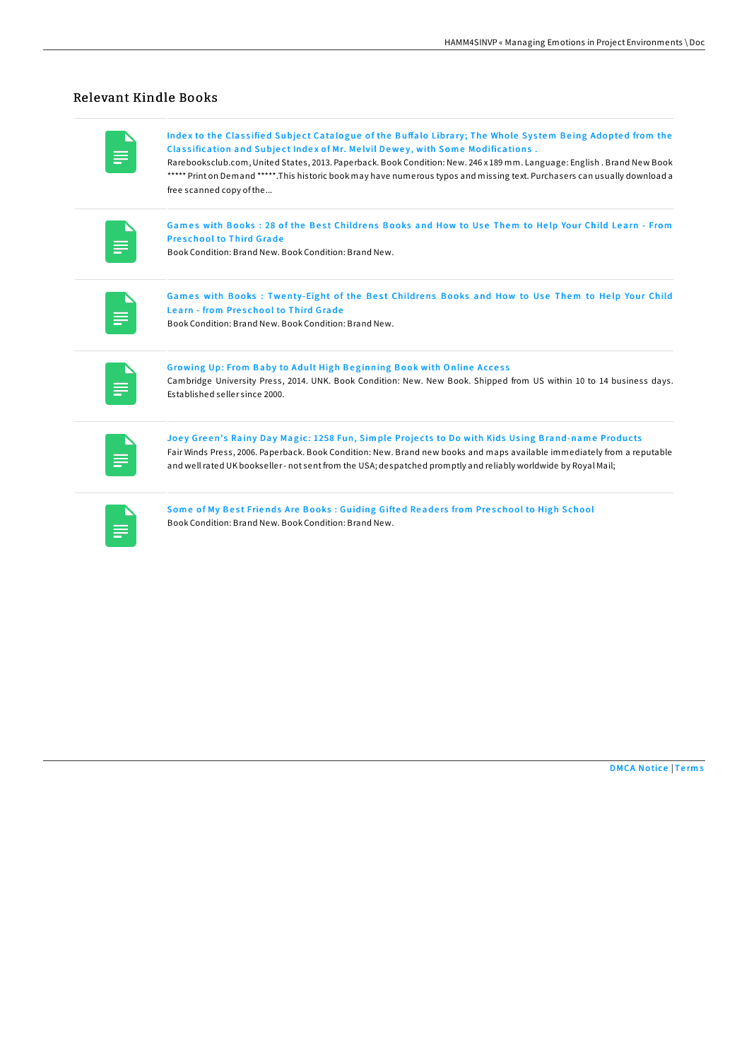## Relevant Kindle Books

Index to the Classified Subject Catalogue of the Buffalo Library; The Whole System Being Adopted from the Classification and Subject Index of Mr. Melvil Dewey, with Some Modifications .

Rarebooksclub.com, United States, 2013. Paperback. Book Condition: New. 246 x 189 mm. Language: English . Brand New Book ***** Print on Demand *****.This historic book may have numerous typos and missing text. Purchasers can usually download a free scanned copy of the...

Games with Books : 28 of the Best Childrens Books and How to Use Them to Help Your Child Learn - From Preschool to Third Grade

Book Condition: Brand New. Book Condition: Brand New.

Games with Books : Twenty-Eight of the Best Childrens Books and How to Use Them to Help Your Child Learn - from Preschool to Third Grade

Book Condition: Brand New. Book Condition: Brand New.

Growing Up: From Baby to Adult High Beginning Book with Online Access

Cambridge University Press, 2014. UNK. Book Condition: New. New Book. Shipped from US within 10 to 14 business days. Established seller since 2000.

Joey Green's Rainy Day Magic: 1258 Fun, Simple Projects to Do with Kids Using Brand-name Products

Fair Winds Press, 2006. Paperback. Book Condition: New. Brand new books and maps available immediately from a reputable and well rated UK bookseller - not sent from the USA; despatched promptly and reliably worldwide by Royal Mail;

Some of My Best Friends Are Books : Guiding Gifted Readers from Preschool to High School

Book Condition: Brand New. Book Condition: Brand New.

DMCA Notice | Terms